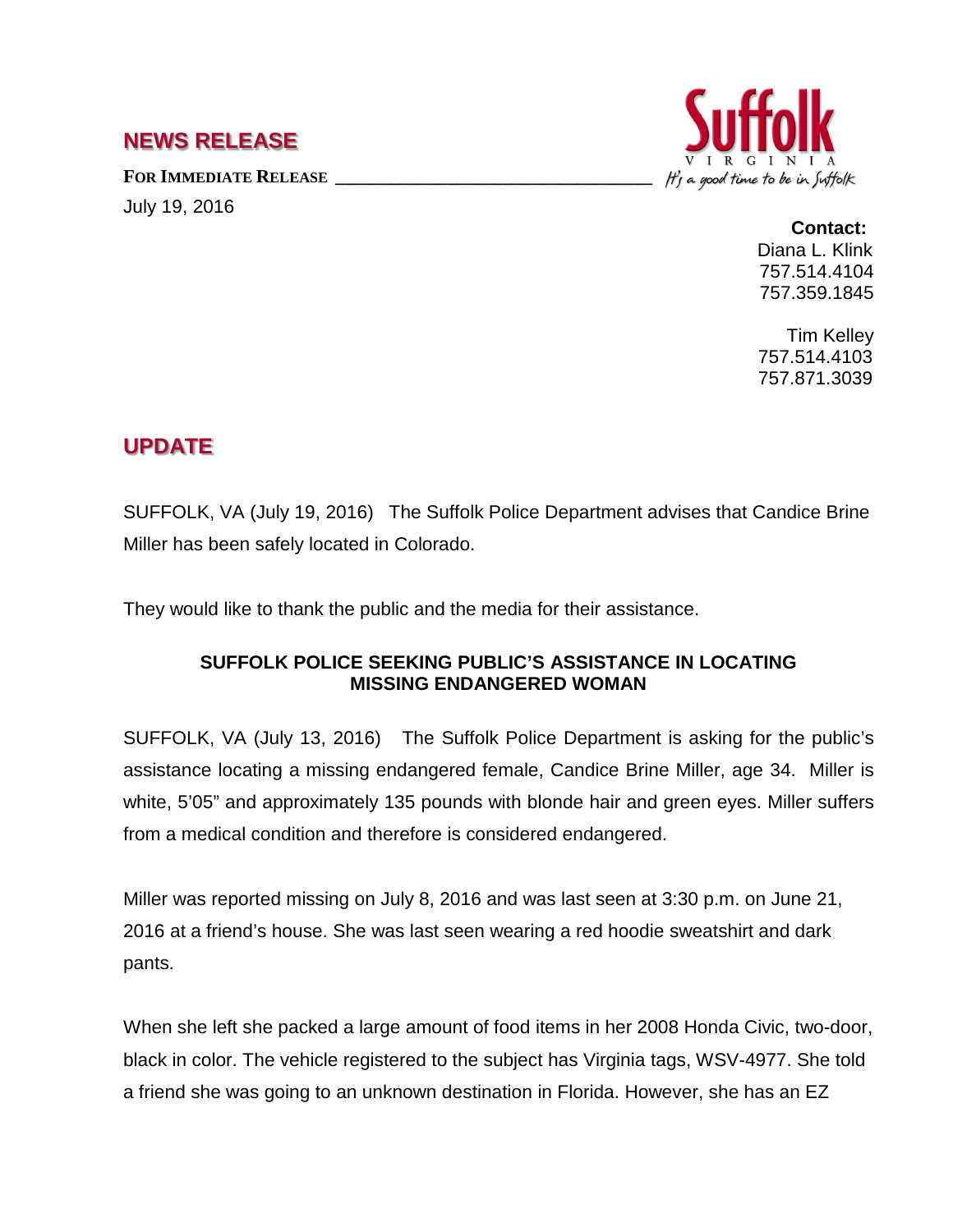# NEWS RELEASE

Suffolk
VIRGINIA
It's a good time to be in Suffolk

**FOR IMMEDIATE RELEASE**

July 19, 2016

**Contact:**
Diana L. Klink
757.514.4104
757.359.1845

Tim Kelley
757.514.4103
757.871.3039

## UPDATE

SUFFOLK, VA (July 19, 2016) The Suffolk Police Department advises that Candice Brine Miller has been safely located in Colorado.

They would like to thank the public and the media for their assistance.

**SUFFOLK POLICE SEEKING PUBLIC'S ASSISTANCE IN LOCATING MISSING ENDANGERED WOMAN**

SUFFOLK, VA (July 13, 2016) The Suffolk Police Department is asking for the public's assistance locating a missing endangered female, Candice Brine Miller, age 34. Miller is white, 5'05" and approximately 135 pounds with blonde hair and green eyes. Miller suffers from a medical condition and therefore is considered endangered.

Miller was reported missing on July 8, 2016 and was last seen at 3:30 p.m. on June 21, 2016 at a friend's house. She was last seen wearing a red hoodie sweatshirt and dark pants.

When she left she packed a large amount of food items in her 2008 Honda Civic, two-door, black in color. The vehicle registered to the subject has Virginia tags, WSV-4977. She told a friend she was going to an unknown destination in Florida. However, she has an EZ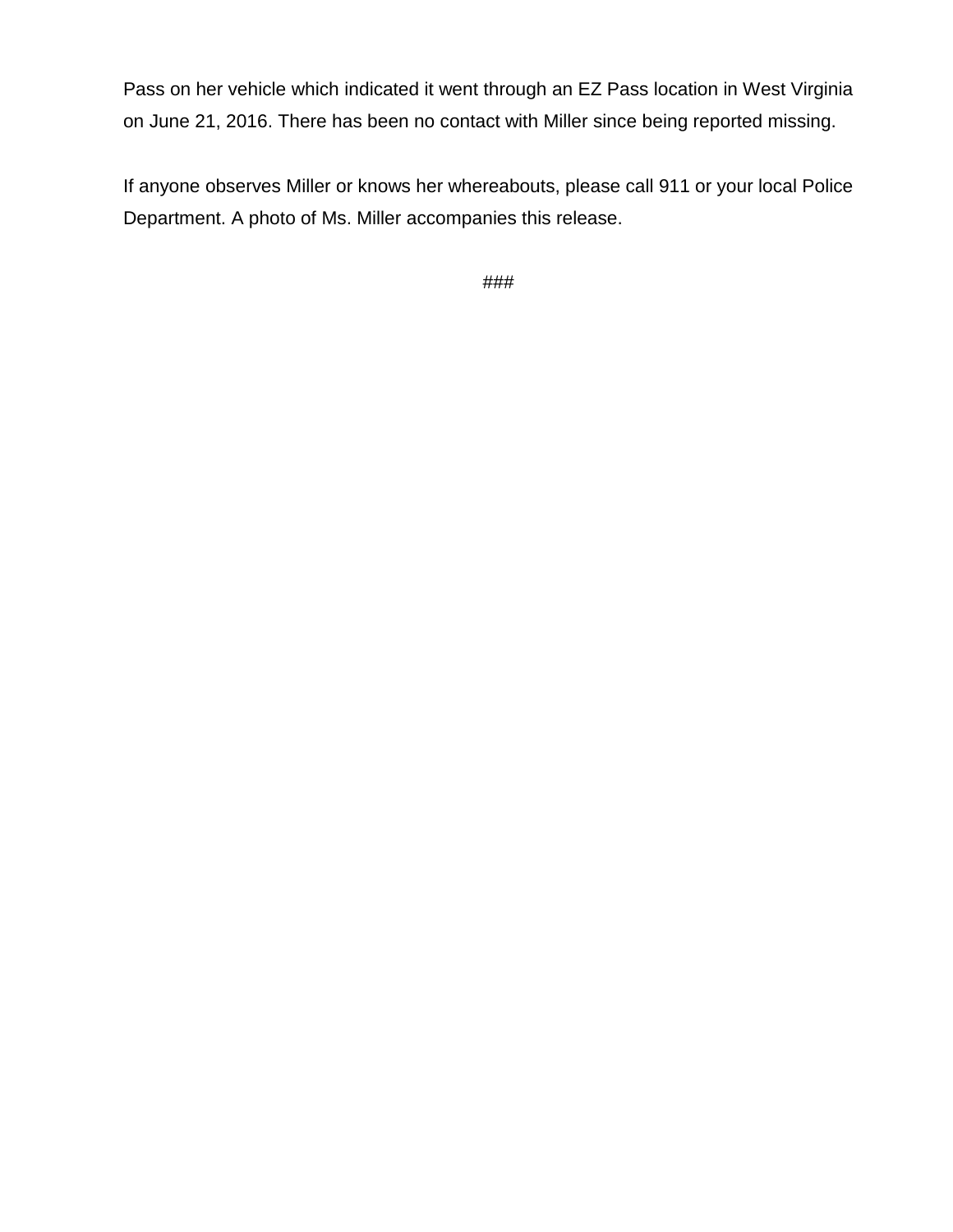Pass on her vehicle which indicated it went through an EZ Pass location in West Virginia on June 21, 2016. There has been no contact with Miller since being reported missing.

If anyone observes Miller or knows her whereabouts, please call 911 or your local Police Department. A photo of Ms. Miller accompanies this release.

###